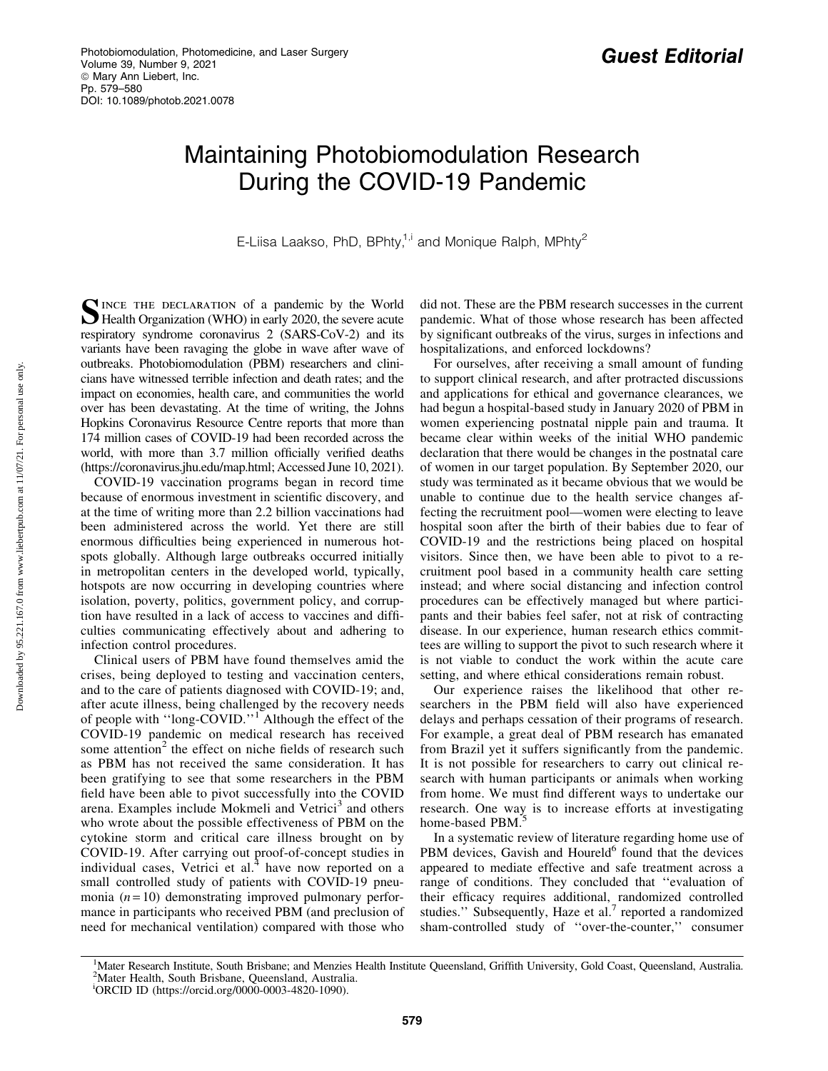# Guest Editorial

# Maintaining Photobiomodulation Research During the COVID-19 Pandemic

E-Liisa Laakso, PhD, BPhty,[1,i] and Monique Ralph, MPhty[2]

Since the declaration of a pandemic by the World Health Organization (WHO) in early 2020, the severe acute respiratory syndrome coronavirus 2 (SARS-CoV-2) and its variants have been ravaging the globe in wave after wave of outbreaks. Photobiomodulation (PBM) researchers and clinicians have witnessed terrible infection and death rates; and the impact on economies, health care, and communities the world over has been devastating. At the time of writing, the Johns Hopkins Coronavirus Resource Centre reports that more than 174 million cases of COVID-19 had been recorded across the world, with more than 3.7 million officially verified deaths (https://coronavirus.jhu.edu/map.html; Accessed June 10, 2021).

COVID-19 vaccination programs began in record time because of enormous investment in scientific discovery, and at the time of writing more than 2.2 billion vaccinations had been administered across the world. Yet there are still enormous difficulties being experienced in numerous hotspots globally. Although large outbreaks occurred initially in metropolitan centers in the developed world, typically, hotspots are now occurring in developing countries where isolation, poverty, politics, government policy, and corruption have resulted in a lack of access to vaccines and difficulties communicating effectively about and adhering to infection control procedures.

Clinical users of PBM have found themselves amid the crises, being deployed to testing and vaccination centers, and to the care of patients diagnosed with COVID-19; and, after acute illness, being challenged by the recovery needs of people with "long-COVID."[1] Although the effect of the COVID-19 pandemic on medical research has received some attention[2] the effect on niche fields of research such as PBM has not received the same consideration. It has been gratifying to see that some researchers in the PBM field have been able to pivot successfully into the COVID arena. Examples include Mokmeli and Vetrici[3] and others who wrote about the possible effectiveness of PBM on the cytokine storm and critical care illness brought on by COVID-19. After carrying out proof-of-concept studies in individual cases, Vetrici et al.[4] have now reported on a small controlled study of patients with COVID-19 pneumonia ($n = 10$) demonstrating improved pulmonary performance in participants who received PBM (and preclusion of need for mechanical ventilation) compared with those who did not. These are the PBM research successes in the current pandemic. What of those whose research has been affected by significant outbreaks of the virus, surges in infections and hospitalizations, and enforced lockdowns?

For ourselves, after receiving a small amount of funding to support clinical research, and after protracted discussions and applications for ethical and governance clearances, we had begun a hospital-based study in January 2020 of PBM in women experiencing postnatal nipple pain and trauma. It became clear within weeks of the initial WHO pandemic declaration that there would be changes in the postnatal care of women in our target population. By September 2020, our study was terminated as it became obvious that we would be unable to continue due to the health service changes affecting the recruitment pool—women were electing to leave hospital soon after the birth of their babies due to fear of COVID-19 and the restrictions being placed on hospital visitors. Since then, we have been able to pivot to a recruitment pool based in a community health care setting instead; and where social distancing and infection control procedures can be effectively managed but where participants and their babies feel safer, not at risk of contracting disease. In our experience, human research ethics committees are willing to support the pivot to such research where it is not viable to conduct the work within the acute care setting, and where ethical considerations remain robust.

Our experience raises the likelihood that other researchers in the PBM field will also have experienced delays and perhaps cessation of their programs of research. For example, a great deal of PBM research has emanated from Brazil yet it suffers significantly from the pandemic. It is not possible for researchers to carry out clinical research with human participants or animals when working from home. We must find different ways to undertake our research. One way is to increase efforts at investigating home-based PBM.[5]

In a systematic review of literature regarding home use of PBM devices, Gavish and Houreld[6] found that the devices appeared to mediate effective and safe treatment across a range of conditions. They concluded that "evaluation of their efficacy requires additional, randomized controlled studies." Subsequently, Haze et al.[7] reported a randomized sham-controlled study of "over-the-counter," consumer

[1]Mater Research Institute, South Brisbane; and Menzies Health Institute Queensland, Griffith University, Gold Coast, Queensland, Australia.
[2]Mater Health, South Brisbane, Queensland, Australia.
[i]ORCID ID (https://orcid.org/0000-0003-4820-1090).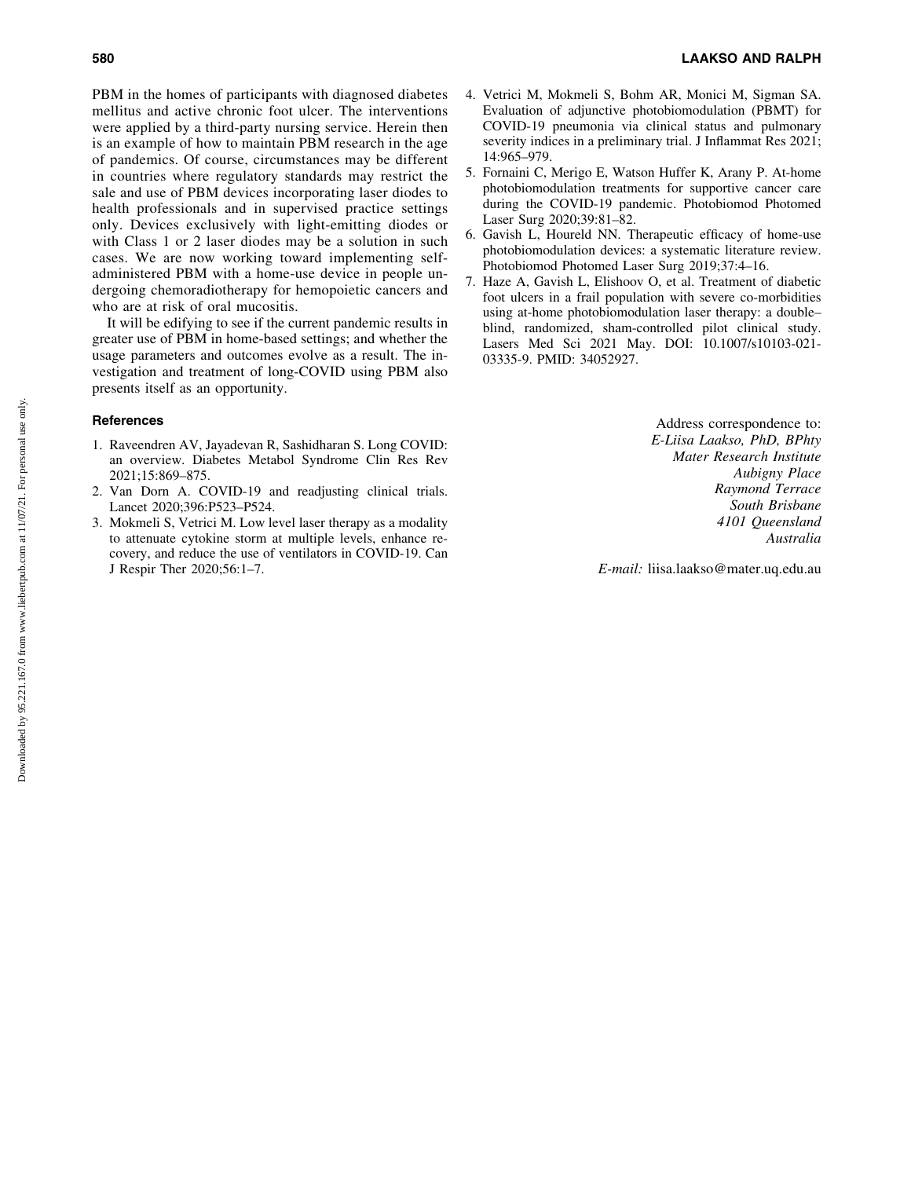PBM in the homes of participants with diagnosed diabetes mellitus and active chronic foot ulcer. The interventions were applied by a third-party nursing service. Herein then is an example of how to maintain PBM research in the age of pandemics. Of course, circumstances may be different in countries where regulatory standards may restrict the sale and use of PBM devices incorporating laser diodes to health professionals and in supervised practice settings only. Devices exclusively with light-emitting diodes or with Class 1 or 2 laser diodes may be a solution in such cases. We are now working toward implementing self-administered PBM with a home-use device in people undergoing chemoradiotherapy for hemopoietic cancers and who are at risk of oral mucositis.

It will be edifying to see if the current pandemic results in greater use of PBM in home-based settings; and whether the usage parameters and outcomes evolve as a result. The investigation and treatment of long-COVID using PBM also presents itself as an opportunity.

### References

1. Raveendren AV, Jayadevan R, Sashidharan S. Long COVID: an overview. Diabetes Metabol Syndrome Clin Res Rev 2021;15:869–875.
2. Van Dorn A. COVID-19 and readjusting clinical trials. Lancet 2020;396:P523–P524.
3. Mokmeli S, Vetrici M. Low level laser therapy as a modality to attenuate cytokine storm at multiple levels, enhance recovery, and reduce the use of ventilators in COVID-19. Can J Respir Ther 2020;56:1–7.
4. Vetrici M, Mokmeli S, Bohm AR, Monici M, Sigman SA. Evaluation of adjunctive photobiomodulation (PBMT) for COVID-19 pneumonia via clinical status and pulmonary severity indices in a preliminary trial. J Inflammat Res 2021; 14:965–979.
5. Fornaini C, Merigo E, Watson Huffer K, Arany P. At-home photobiomodulation treatments for supportive cancer care during the COVID-19 pandemic. Photobiomod Photomed Laser Surg 2020;39:81–82.
6. Gavish L, Houreld NN. Therapeutic efficacy of home-use photobiomodulation devices: a systematic literature review. Photobiomod Photomed Laser Surg 2019;37:4–16.
7. Haze A, Gavish L, Elishoov O, et al. Treatment of diabetic foot ulcers in a frail population with severe co-morbidities using at-home photobiomodulation laser therapy: a double–blind, randomized, sham-controlled pilot clinical study. Lasers Med Sci 2021 May. DOI: 10.1007/s10103-021-03335-9. PMID: 34052927.

Address correspondence to:
*E-Liisa Laakso, PhD, BPhty*
*Mater Research Institute*
*Aubigny Place*
*Raymond Terrace*
*South Brisbane*
*4101 Queensland*
*Australia*

*E-mail:* liisa.laakso@mater.uq.edu.au